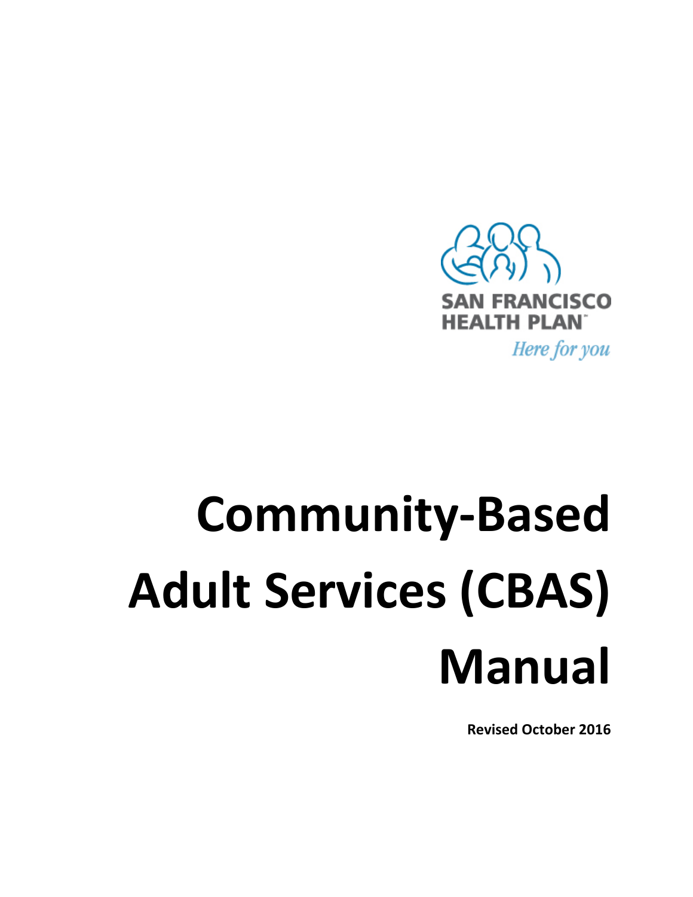SAN FRANCISCO HEALTH PLAN™

*Here for you*

# Community-Based Adult Services (CBAS) Manual

**Revised October 2016**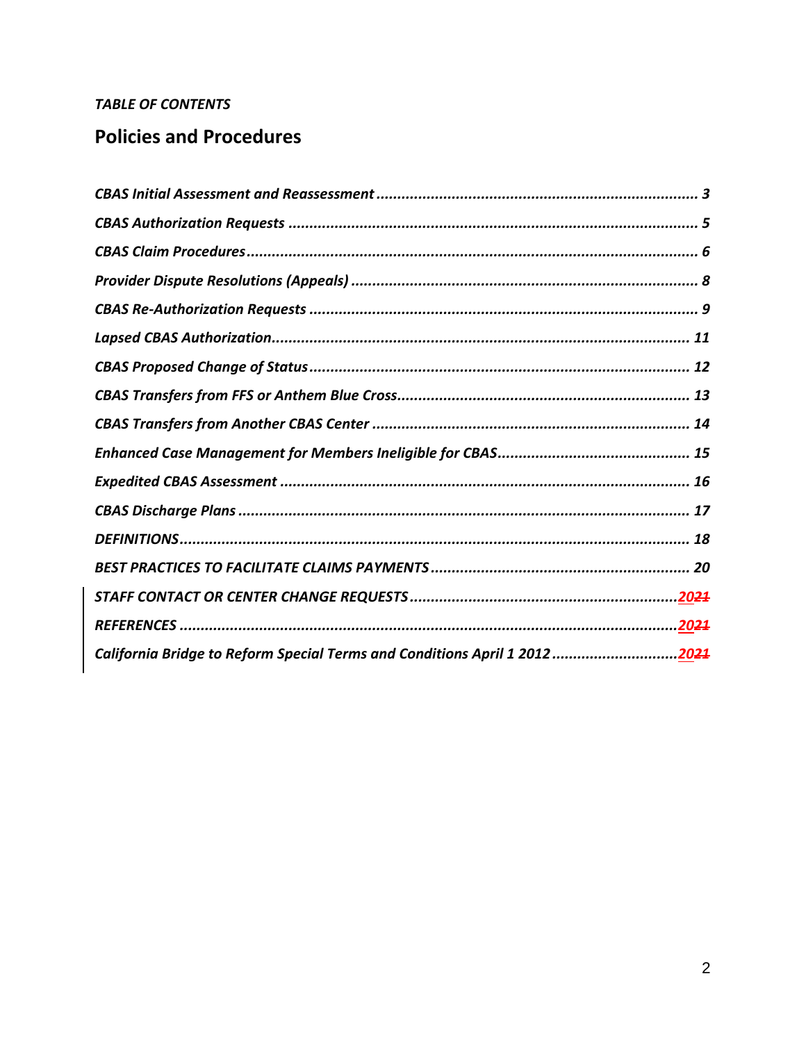*TABLE OF CONTENTS*

## Policies and Procedures

*CBAS Initial Assessment and Reassessment* ........................................................................... *3*

*CBAS Authorization Requests* ........................................................................................ *5*

*CBAS Claim Procedures* ................................................................................................ *6*

*Provider Dispute Resolutions (Appeals)* ........................................................................ *8*

*CBAS Re-Authorization Requests* .................................................................................. *9*

*Lapsed CBAS Authorization* ......................................................................................... *11*

*CBAS Proposed Change of Status* ................................................................................ *12*

*CBAS Transfers from FFS or Anthem Blue Cross* .......................................................... *13*

*CBAS Transfers from Another CBAS Center* ................................................................. *14*

*Enhanced Case Management for Members Ineligible for CBAS* ..................................... *15*

*Expedited CBAS Assessment* ........................................................................................ *16*

*CBAS Discharge Plans* .................................................................................................. *17*

*DEFINITIONS* ............................................................................................................... *18*

*BEST PRACTICES TO FACILITATE CLAIMS PAYMENTS* .................................................... *20*

*STAFF CONTACT OR CENTER CHANGE REQUESTS* .......................................................... *20~~21~~*

*REFERENCES* ................................................................................................................ *20~~21~~*

*California Bridge to Reform Special Terms and Conditions April 1 2012* ............................ *20~~21~~*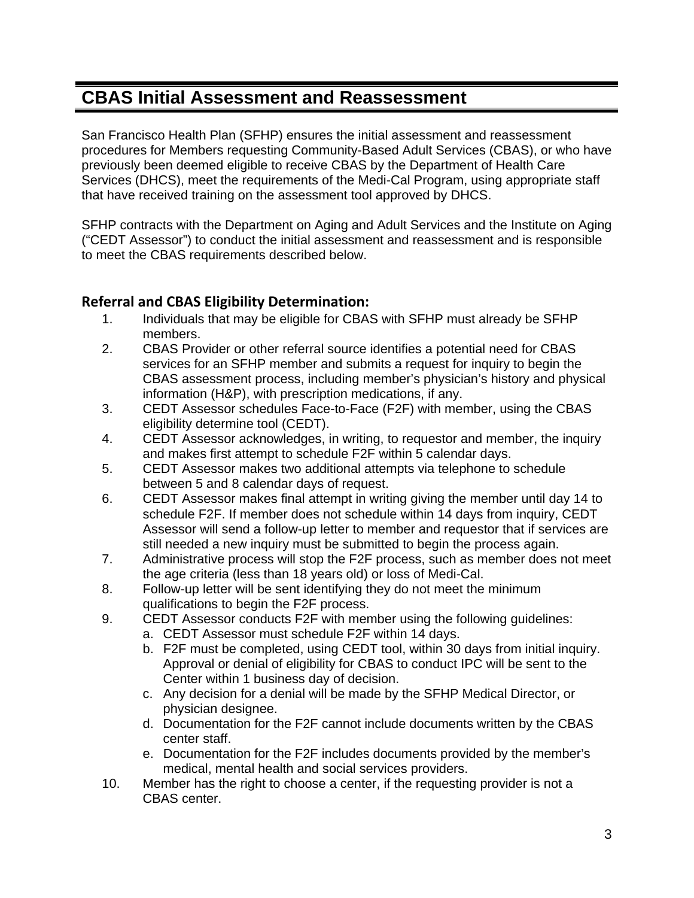# CBAS Initial Assessment and Reassessment

San Francisco Health Plan (SFHP) ensures the initial assessment and reassessment procedures for Members requesting Community-Based Adult Services (CBAS), or who have previously been deemed eligible to receive CBAS by the Department of Health Care Services (DHCS), meet the requirements of the Medi-Cal Program, using appropriate staff that have received training on the assessment tool approved by DHCS.

SFHP contracts with the Department on Aging and Adult Services and the Institute on Aging ("CEDT Assessor") to conduct the initial assessment and reassessment and is responsible to meet the CBAS requirements described below.

## Referral and CBAS Eligibility Determination:

1. Individuals that may be eligible for CBAS with SFHP must already be SFHP members.
2. CBAS Provider or other referral source identifies a potential need for CBAS services for an SFHP member and submits a request for inquiry to begin the CBAS assessment process, including member's physician's history and physical information (H&P), with prescription medications, if any.
3. CEDT Assessor schedules Face-to-Face (F2F) with member, using the CBAS eligibility determine tool (CEDT).
4. CEDT Assessor acknowledges, in writing, to requestor and member, the inquiry and makes first attempt to schedule F2F within 5 calendar days.
5. CEDT Assessor makes two additional attempts via telephone to schedule between 5 and 8 calendar days of request.
6. CEDT Assessor makes final attempt in writing giving the member until day 14 to schedule F2F. If member does not schedule within 14 days from inquiry, CEDT Assessor will send a follow-up letter to member and requestor that if services are still needed a new inquiry must be submitted to begin the process again.
7. Administrative process will stop the F2F process, such as member does not meet the age criteria (less than 18 years old) or loss of Medi-Cal.
8. Follow-up letter will be sent identifying they do not meet the minimum qualifications to begin the F2F process.
9. CEDT Assessor conducts F2F with member using the following guidelines:
   a. CEDT Assessor must schedule F2F within 14 days.
   b. F2F must be completed, using CEDT tool, within 30 days from initial inquiry. Approval or denial of eligibility for CBAS to conduct IPC will be sent to the Center within 1 business day of decision.
   c. Any decision for a denial will be made by the SFHP Medical Director, or physician designee.
   d. Documentation for the F2F cannot include documents written by the CBAS center staff.
   e. Documentation for the F2F includes documents provided by the member's medical, mental health and social services providers.
10. Member has the right to choose a center, if the requesting provider is not a CBAS center.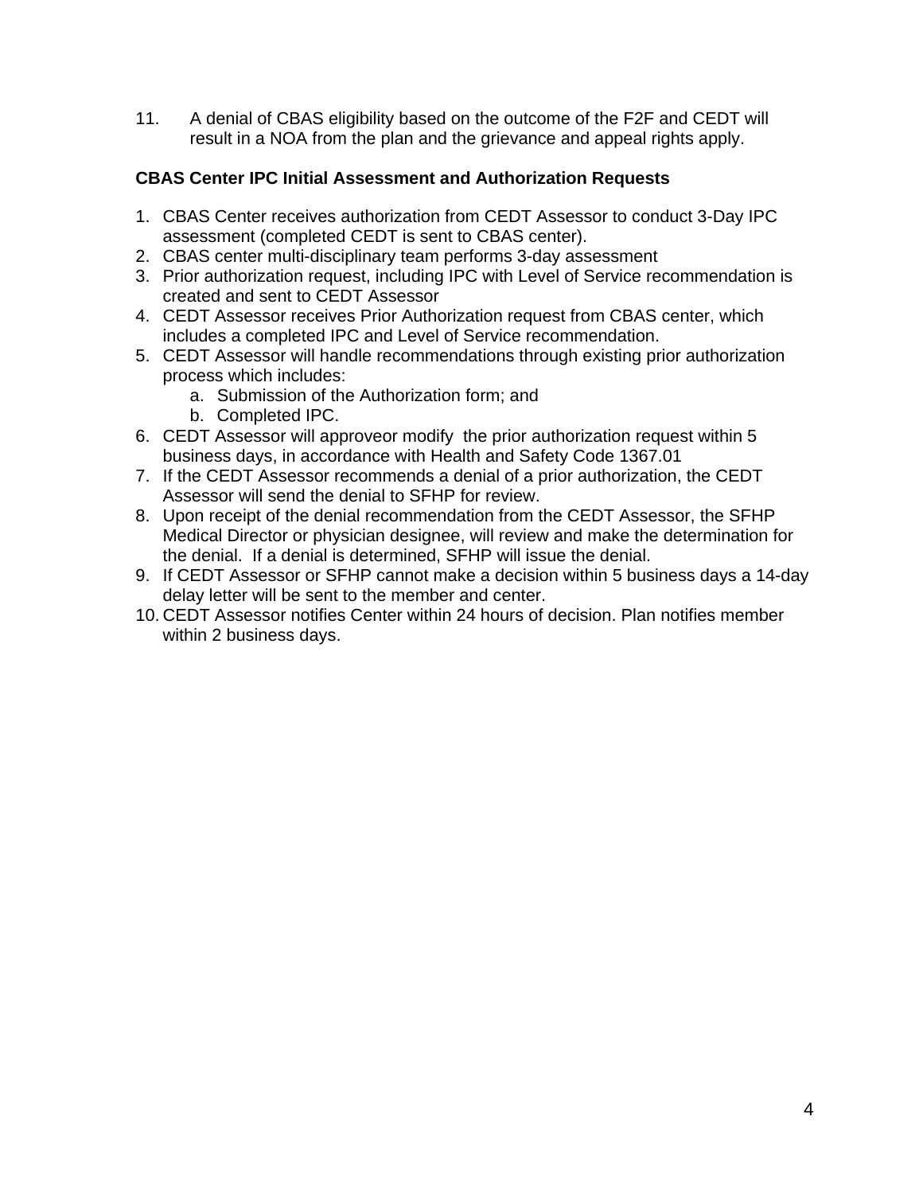11. A denial of CBAS eligibility based on the outcome of the F2F and CEDT will result in a NOA from the plan and the grievance and appeal rights apply.

**CBAS Center IPC Initial Assessment and Authorization Requests**

1. CBAS Center receives authorization from CEDT Assessor to conduct 3-Day IPC assessment (completed CEDT is sent to CBAS center).
2. CBAS center multi-disciplinary team performs 3-day assessment
3. Prior authorization request, including IPC with Level of Service recommendation is created and sent to CEDT Assessor
4. CEDT Assessor receives Prior Authorization request from CBAS center, which includes a completed IPC and Level of Service recommendation.
5. CEDT Assessor will handle recommendations through existing prior authorization process which includes:
   a. Submission of the Authorization form; and
   b. Completed IPC.
6. CEDT Assessor will approveor modify the prior authorization request within 5 business days, in accordance with Health and Safety Code 1367.01
7. If the CEDT Assessor recommends a denial of a prior authorization, the CEDT Assessor will send the denial to SFHP for review.
8. Upon receipt of the denial recommendation from the CEDT Assessor, the SFHP Medical Director or physician designee, will review and make the determination for the denial. If a denial is determined, SFHP will issue the denial.
9. If CEDT Assessor or SFHP cannot make a decision within 5 business days a 14-day delay letter will be sent to the member and center.
10. CEDT Assessor notifies Center within 24 hours of decision. Plan notifies member within 2 business days.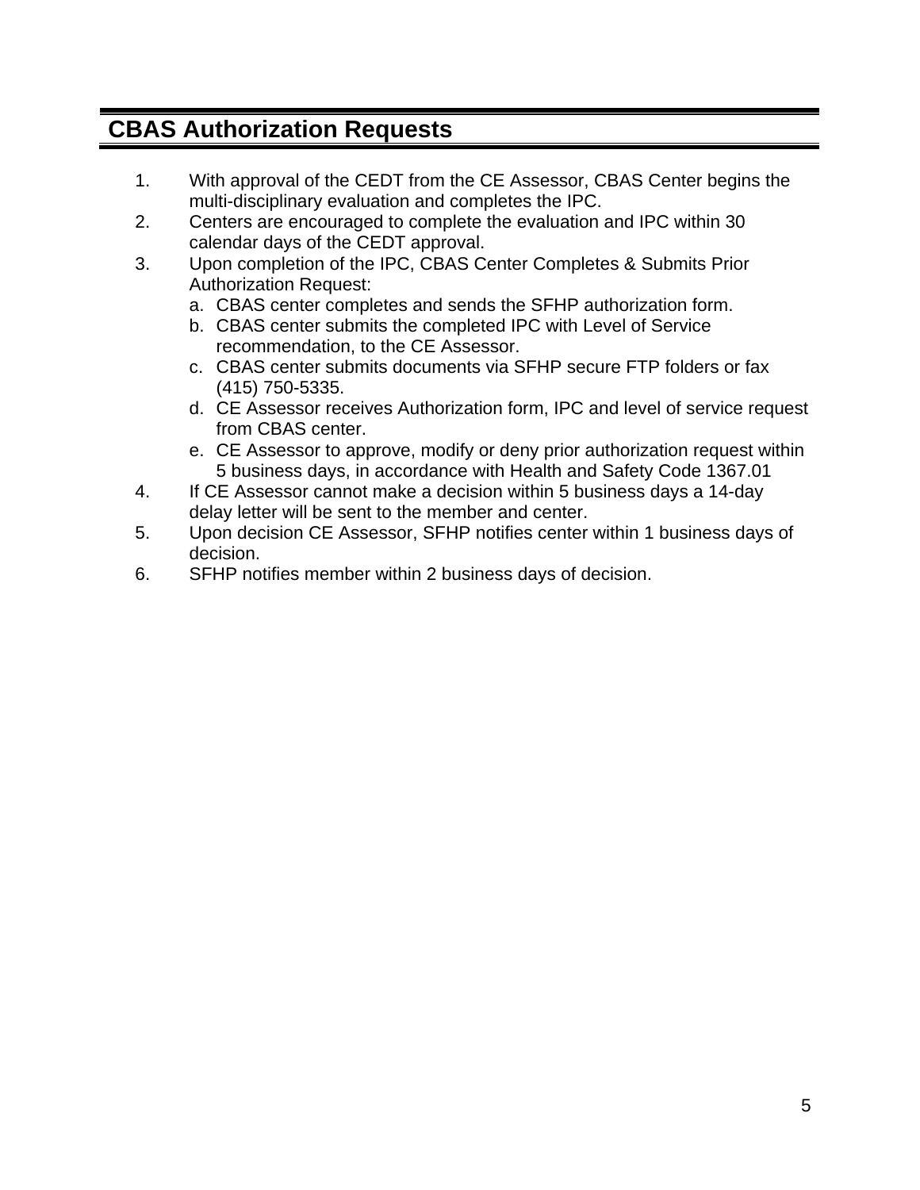## CBAS Authorization Requests

1. With approval of the CEDT from the CE Assessor, CBAS Center begins the multi-disciplinary evaluation and completes the IPC.
2. Centers are encouraged to complete the evaluation and IPC within 30 calendar days of the CEDT approval.
3. Upon completion of the IPC, CBAS Center Completes & Submits Prior Authorization Request:
   a. CBAS center completes and sends the SFHP authorization form.
   b. CBAS center submits the completed IPC with Level of Service recommendation, to the CE Assessor.
   c. CBAS center submits documents via SFHP secure FTP folders or fax (415) 750-5335.
   d. CE Assessor receives Authorization form, IPC and level of service request from CBAS center.
   e. CE Assessor to approve, modify or deny prior authorization request within 5 business days, in accordance with Health and Safety Code 1367.01
4. If CE Assessor cannot make a decision within 5 business days a 14-day delay letter will be sent to the member and center.
5. Upon decision CE Assessor, SFHP notifies center within 1 business days of decision.
6. SFHP notifies member within 2 business days of decision.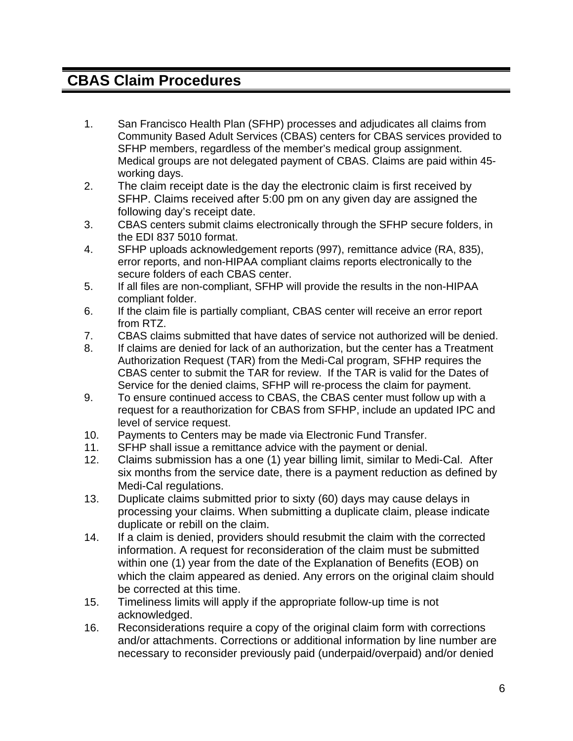## CBAS Claim Procedures

1. San Francisco Health Plan (SFHP) processes and adjudicates all claims from Community Based Adult Services (CBAS) centers for CBAS services provided to SFHP members, regardless of the member's medical group assignment. Medical groups are not delegated payment of CBAS. Claims are paid within 45-working days.
2. The claim receipt date is the day the electronic claim is first received by SFHP. Claims received after 5:00 pm on any given day are assigned the following day's receipt date.
3. CBAS centers submit claims electronically through the SFHP secure folders, in the EDI 837 5010 format.
4. SFHP uploads acknowledgement reports (997), remittance advice (RA, 835), error reports, and non-HIPAA compliant claims reports electronically to the secure folders of each CBAS center.
5. If all files are non-compliant, SFHP will provide the results in the non-HIPAA compliant folder.
6. If the claim file is partially compliant, CBAS center will receive an error report from RTZ.
7. CBAS claims submitted that have dates of service not authorized will be denied.
8. If claims are denied for lack of an authorization, but the center has a Treatment Authorization Request (TAR) from the Medi-Cal program, SFHP requires the CBAS center to submit the TAR for review. If the TAR is valid for the Dates of Service for the denied claims, SFHP will re-process the claim for payment.
9. To ensure continued access to CBAS, the CBAS center must follow up with a request for a reauthorization for CBAS from SFHP, include an updated IPC and level of service request.
10. Payments to Centers may be made via Electronic Fund Transfer.
11. SFHP shall issue a remittance advice with the payment or denial.
12. Claims submission has a one (1) year billing limit, similar to Medi-Cal. After six months from the service date, there is a payment reduction as defined by Medi-Cal regulations.
13. Duplicate claims submitted prior to sixty (60) days may cause delays in processing your claims. When submitting a duplicate claim, please indicate duplicate or rebill on the claim.
14. If a claim is denied, providers should resubmit the claim with the corrected information. A request for reconsideration of the claim must be submitted within one (1) year from the date of the Explanation of Benefits (EOB) on which the claim appeared as denied. Any errors on the original claim should be corrected at this time.
15. Timeliness limits will apply if the appropriate follow-up time is not acknowledged.
16. Reconsiderations require a copy of the original claim form with corrections and/or attachments. Corrections or additional information by line number are necessary to reconsider previously paid (underpaid/overpaid) and/or denied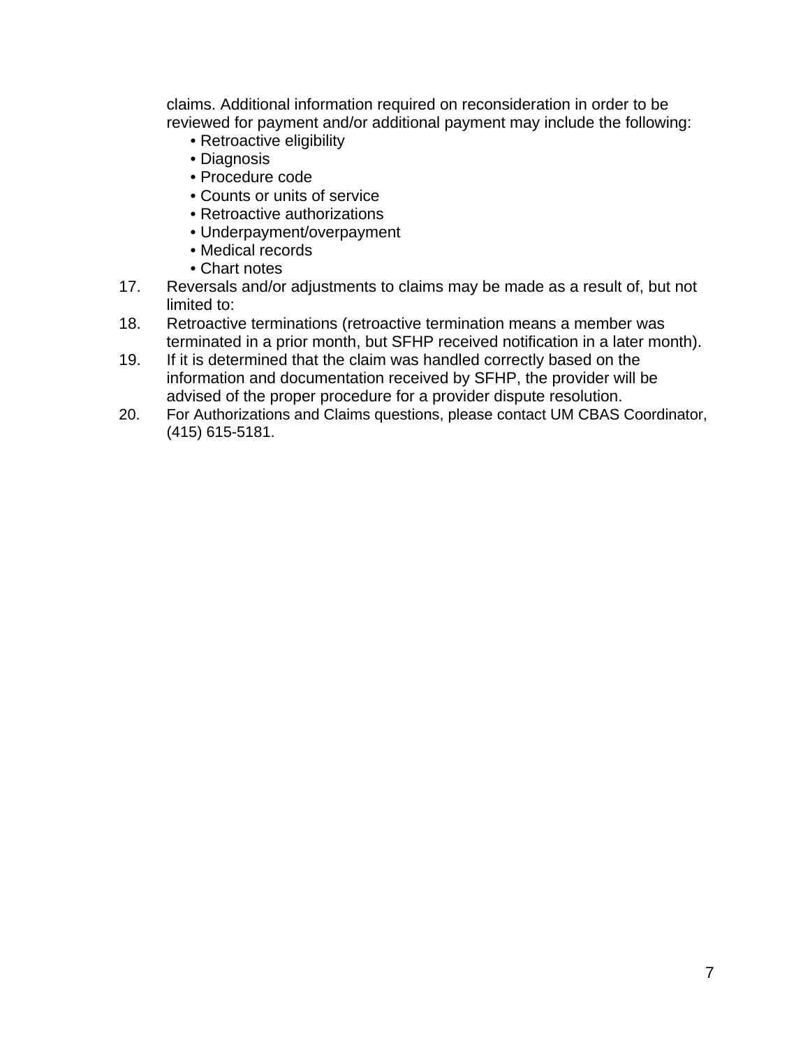claims. Additional information required on reconsideration in order to be reviewed for payment and/or additional payment may include the following:

- Retroactive eligibility
- Diagnosis
- Procedure code
- Counts or units of service
- Retroactive authorizations
- Underpayment/overpayment
- Medical records
- Chart notes

17. Reversals and/or adjustments to claims may be made as a result of, but not limited to:
18. Retroactive terminations (retroactive termination means a member was terminated in a prior month, but SFHP received notification in a later month).
19. If it is determined that the claim was handled correctly based on the information and documentation received by SFHP, the provider will be advised of the proper procedure for a provider dispute resolution.
20. For Authorizations and Claims questions, please contact UM CBAS Coordinator, (415) 615-5181.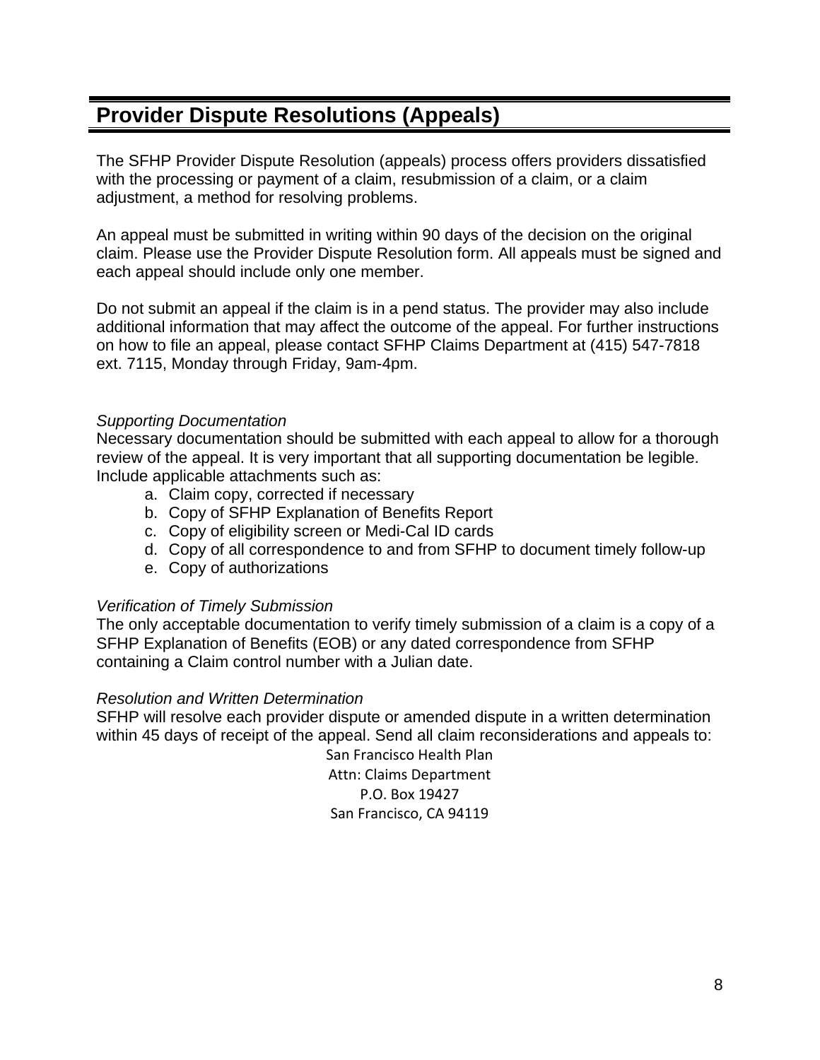## Provider Dispute Resolutions (Appeals)

The SFHP Provider Dispute Resolution (appeals) process offers providers dissatisfied with the processing or payment of a claim, resubmission of a claim, or a claim adjustment, a method for resolving problems.

An appeal must be submitted in writing within 90 days of the decision on the original claim. Please use the Provider Dispute Resolution form. All appeals must be signed and each appeal should include only one member.

Do not submit an appeal if the claim is in a pend status. The provider may also include additional information that may affect the outcome of the appeal. For further instructions on how to file an appeal, please contact SFHP Claims Department at (415) 547-7818 ext. 7115, Monday through Friday, 9am-4pm.

*Supporting Documentation*
Necessary documentation should be submitted with each appeal to allow for a thorough review of the appeal. It is very important that all supporting documentation be legible. Include applicable attachments such as:

a. Claim copy, corrected if necessary
b. Copy of SFHP Explanation of Benefits Report
c. Copy of eligibility screen or Medi-Cal ID cards
d. Copy of all correspondence to and from SFHP to document timely follow-up
e. Copy of authorizations

*Verification of Timely Submission*
The only acceptable documentation to verify timely submission of a claim is a copy of a SFHP Explanation of Benefits (EOB) or any dated correspondence from SFHP containing a Claim control number with a Julian date.

*Resolution and Written Determination*
SFHP will resolve each provider dispute or amended dispute in a written determination within 45 days of receipt of the appeal. Send all claim reconsiderations and appeals to:

San Francisco Health Plan
Attn: Claims Department
P.O. Box 19427
San Francisco, CA 94119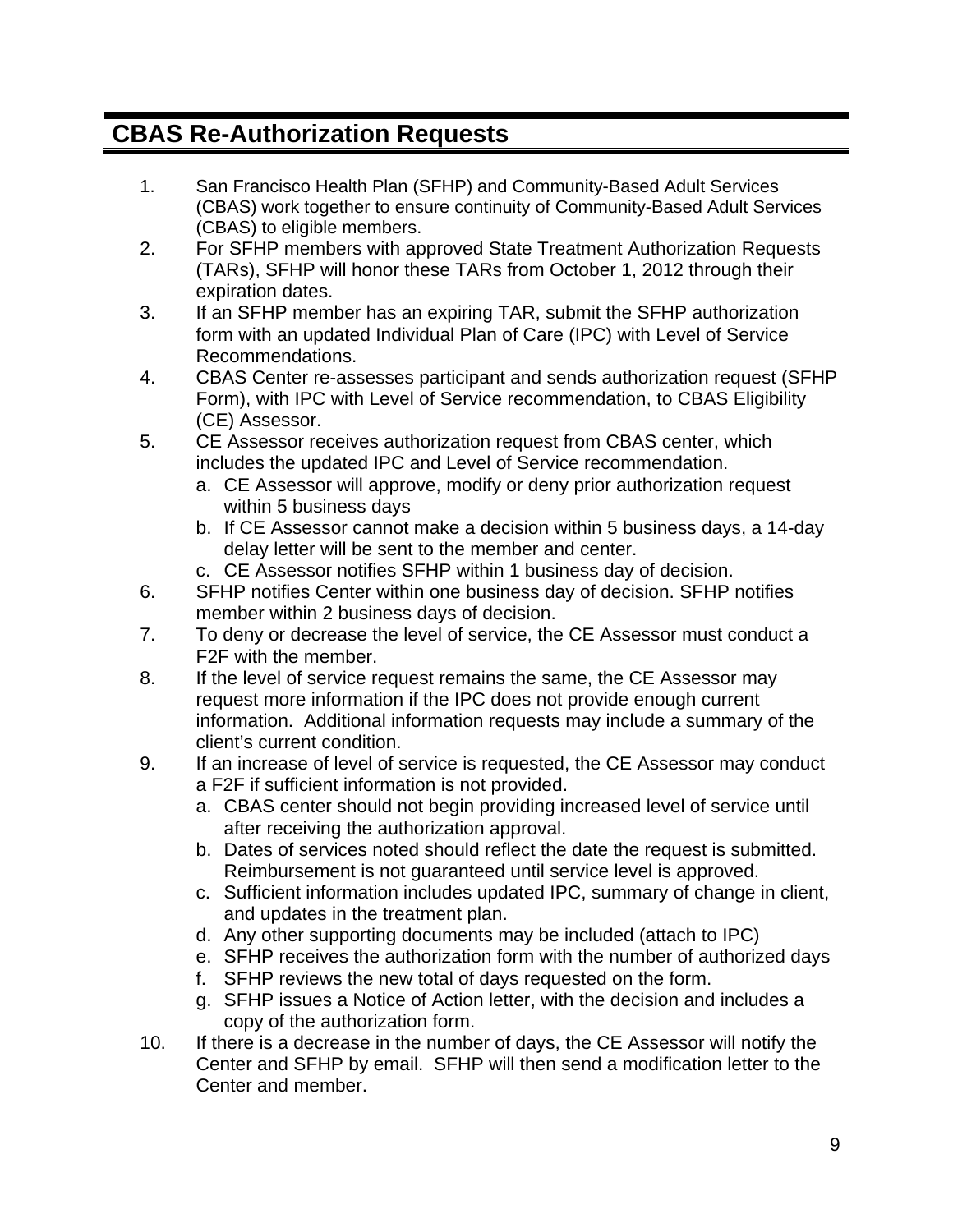# CBAS Re-Authorization Requests

1. San Francisco Health Plan (SFHP) and Community-Based Adult Services (CBAS) work together to ensure continuity of Community-Based Adult Services (CBAS) to eligible members.
2. For SFHP members with approved State Treatment Authorization Requests (TARs), SFHP will honor these TARs from October 1, 2012 through their expiration dates.
3. If an SFHP member has an expiring TAR, submit the SFHP authorization form with an updated Individual Plan of Care (IPC) with Level of Service Recommendations.
4. CBAS Center re-assesses participant and sends authorization request (SFHP Form), with IPC with Level of Service recommendation, to CBAS Eligibility (CE) Assessor.
5. CE Assessor receives authorization request from CBAS center, which includes the updated IPC and Level of Service recommendation.
   a. CE Assessor will approve, modify or deny prior authorization request within 5 business days
   b. If CE Assessor cannot make a decision within 5 business days, a 14-day delay letter will be sent to the member and center.
   c. CE Assessor notifies SFHP within 1 business day of decision.
6. SFHP notifies Center within one business day of decision. SFHP notifies member within 2 business days of decision.
7. To deny or decrease the level of service, the CE Assessor must conduct a F2F with the member.
8. If the level of service request remains the same, the CE Assessor may request more information if the IPC does not provide enough current information. Additional information requests may include a summary of the client's current condition.
9. If an increase of level of service is requested, the CE Assessor may conduct a F2F if sufficient information is not provided.
   a. CBAS center should not begin providing increased level of service until after receiving the authorization approval.
   b. Dates of services noted should reflect the date the request is submitted. Reimbursement is not guaranteed until service level is approved.
   c. Sufficient information includes updated IPC, summary of change in client, and updates in the treatment plan.
   d. Any other supporting documents may be included (attach to IPC)
   e. SFHP receives the authorization form with the number of authorized days
   f. SFHP reviews the new total of days requested on the form.
   g. SFHP issues a Notice of Action letter, with the decision and includes a copy of the authorization form.
10. If there is a decrease in the number of days, the CE Assessor will notify the Center and SFHP by email. SFHP will then send a modification letter to the Center and member.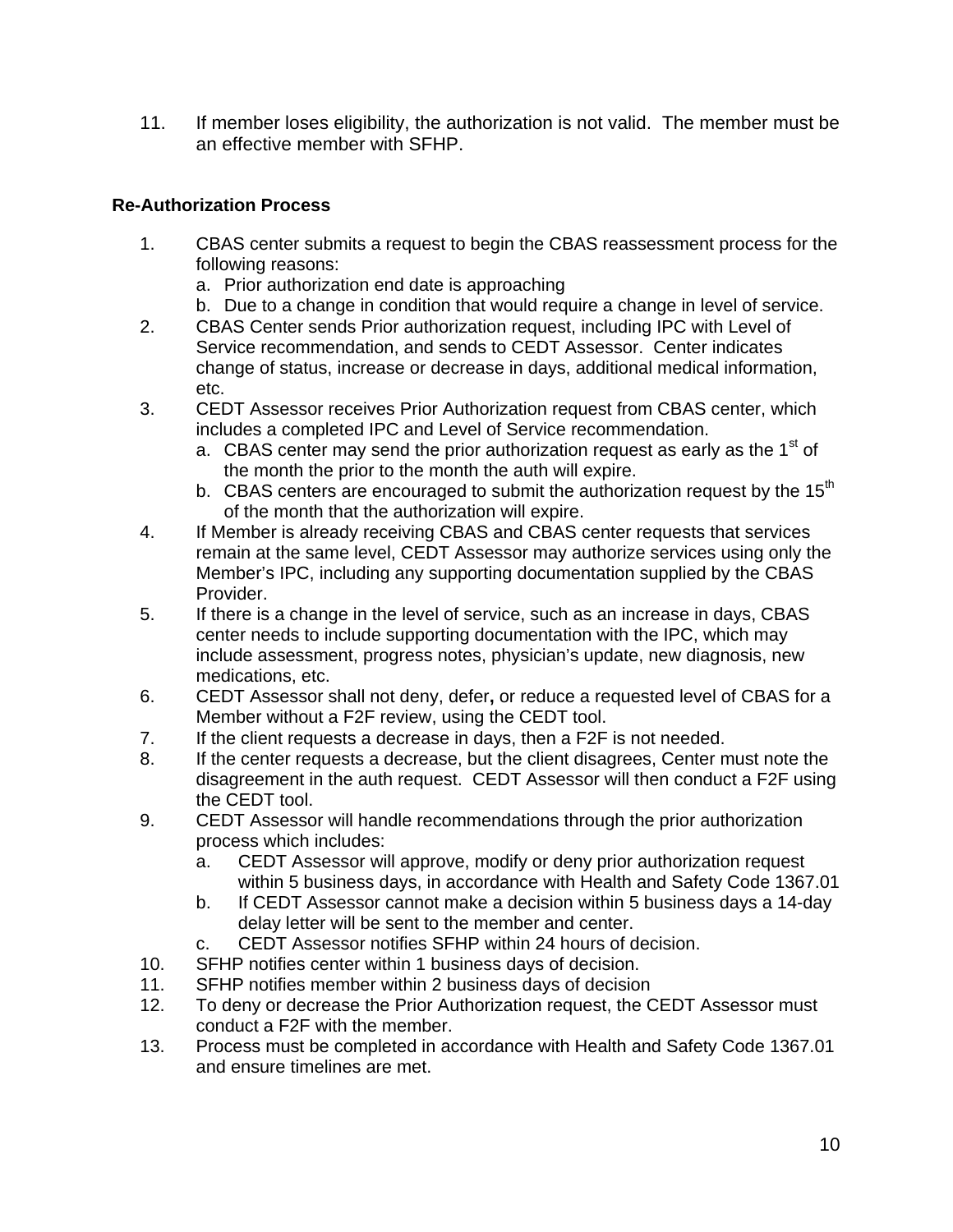11. If member loses eligibility, the authorization is not valid. The member must be an effective member with SFHP.

**Re-Authorization Process**

1. CBAS center submits a request to begin the CBAS reassessment process for the following reasons:
   a. Prior authorization end date is approaching
   b. Due to a change in condition that would require a change in level of service.
2. CBAS Center sends Prior authorization request, including IPC with Level of Service recommendation, and sends to CEDT Assessor. Center indicates change of status, increase or decrease in days, additional medical information, etc.
3. CEDT Assessor receives Prior Authorization request from CBAS center, which includes a completed IPC and Level of Service recommendation.
   a. CBAS center may send the prior authorization request as early as the 1st of the month the prior to the month the auth will expire.
   b. CBAS centers are encouraged to submit the authorization request by the 15th of the month that the authorization will expire.
4. If Member is already receiving CBAS and CBAS center requests that services remain at the same level, CEDT Assessor may authorize services using only the Member's IPC, including any supporting documentation supplied by the CBAS Provider.
5. If there is a change in the level of service, such as an increase in days, CBAS center needs to include supporting documentation with the IPC, which may include assessment, progress notes, physician's update, new diagnosis, new medications, etc.
6. CEDT Assessor shall not deny, defer**,** or reduce a requested level of CBAS for a Member without a F2F review, using the CEDT tool.
7. If the client requests a decrease in days, then a F2F is not needed.
8. If the center requests a decrease, but the client disagrees, Center must note the disagreement in the auth request. CEDT Assessor will then conduct a F2F using the CEDT tool.
9. CEDT Assessor will handle recommendations through the prior authorization process which includes:
   a. CEDT Assessor will approve, modify or deny prior authorization request within 5 business days, in accordance with Health and Safety Code 1367.01
   b. If CEDT Assessor cannot make a decision within 5 business days a 14-day delay letter will be sent to the member and center.
   c. CEDT Assessor notifies SFHP within 24 hours of decision.
10. SFHP notifies center within 1 business days of decision.
11. SFHP notifies member within 2 business days of decision
12. To deny or decrease the Prior Authorization request, the CEDT Assessor must conduct a F2F with the member.
13. Process must be completed in accordance with Health and Safety Code 1367.01 and ensure timelines are met.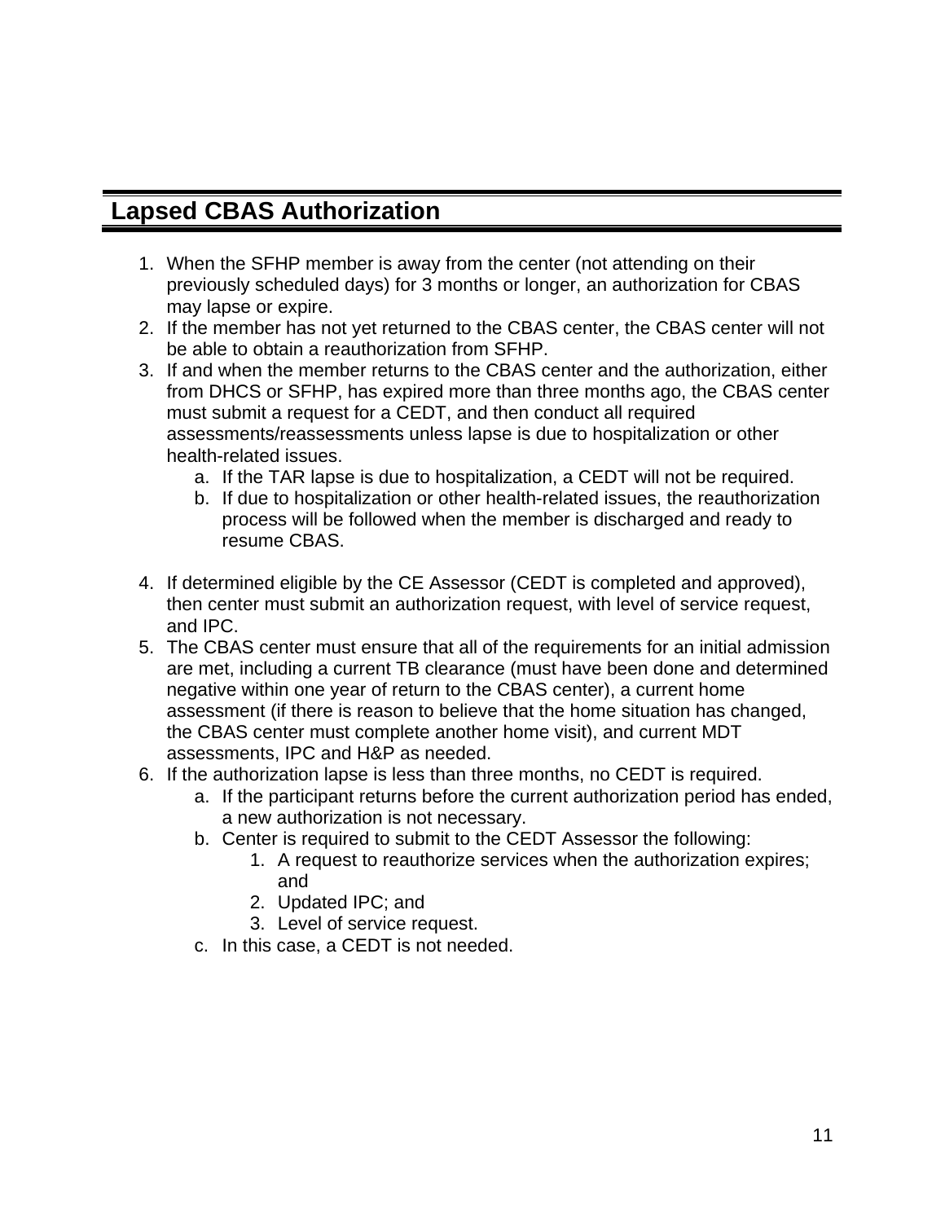## Lapsed CBAS Authorization

1. When the SFHP member is away from the center (not attending on their previously scheduled days) for 3 months or longer, an authorization for CBAS may lapse or expire.
2. If the member has not yet returned to the CBAS center, the CBAS center will not be able to obtain a reauthorization from SFHP.
3. If and when the member returns to the CBAS center and the authorization, either from DHCS or SFHP, has expired more than three months ago, the CBAS center must submit a request for a CEDT, and then conduct all required assessments/reassessments unless lapse is due to hospitalization or other health-related issues.
   a. If the TAR lapse is due to hospitalization, a CEDT will not be required.
   b. If due to hospitalization or other health-related issues, the reauthorization process will be followed when the member is discharged and ready to resume CBAS.

4. If determined eligible by the CE Assessor (CEDT is completed and approved), then center must submit an authorization request, with level of service request, and IPC.
5. The CBAS center must ensure that all of the requirements for an initial admission are met, including a current TB clearance (must have been done and determined negative within one year of return to the CBAS center), a current home assessment (if there is reason to believe that the home situation has changed, the CBAS center must complete another home visit), and current MDT assessments, IPC and H&P as needed.
6. If the authorization lapse is less than three months, no CEDT is required.
   a. If the participant returns before the current authorization period has ended, a new authorization is not necessary.
   b. Center is required to submit to the CEDT Assessor the following:
      1. A request to reauthorize services when the authorization expires; and
      2. Updated IPC; and
      3. Level of service request.
   c. In this case, a CEDT is not needed.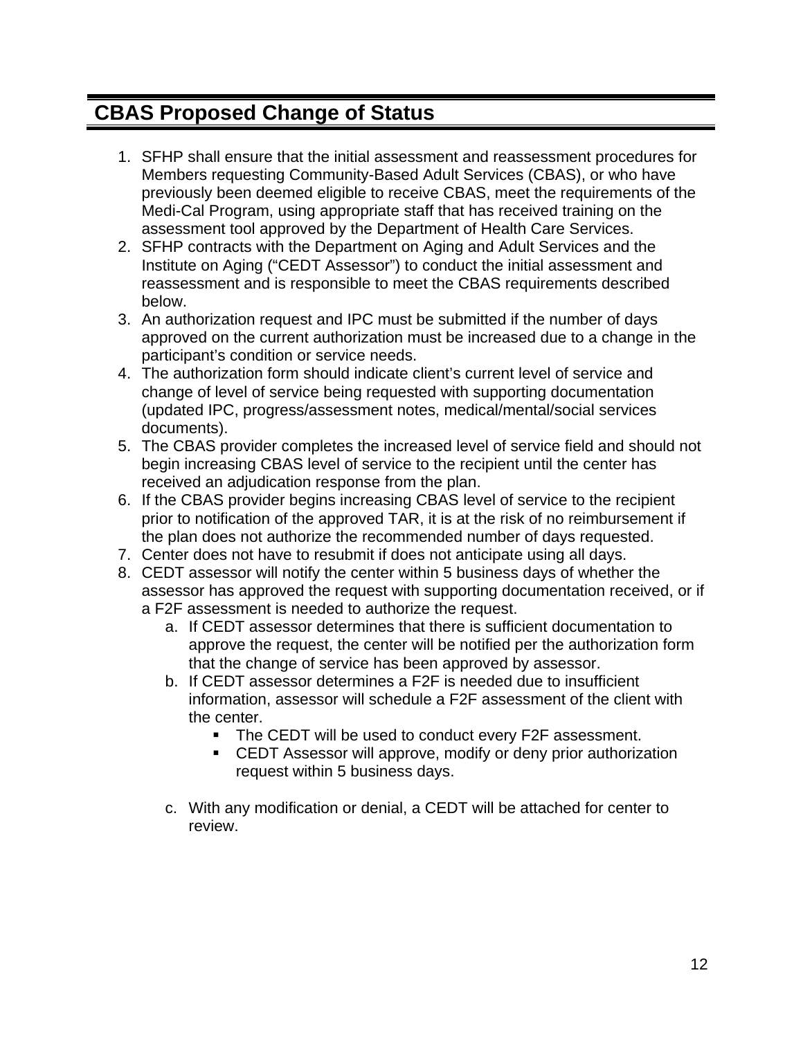## CBAS Proposed Change of Status

1. SFHP shall ensure that the initial assessment and reassessment procedures for Members requesting Community-Based Adult Services (CBAS), or who have previously been deemed eligible to receive CBAS, meet the requirements of the Medi-Cal Program, using appropriate staff that has received training on the assessment tool approved by the Department of Health Care Services.
2. SFHP contracts with the Department on Aging and Adult Services and the Institute on Aging ("CEDT Assessor") to conduct the initial assessment and reassessment and is responsible to meet the CBAS requirements described below.
3. An authorization request and IPC must be submitted if the number of days approved on the current authorization must be increased due to a change in the participant's condition or service needs.
4. The authorization form should indicate client's current level of service and change of level of service being requested with supporting documentation (updated IPC, progress/assessment notes, medical/mental/social services documents).
5. The CBAS provider completes the increased level of service field and should not begin increasing CBAS level of service to the recipient until the center has received an adjudication response from the plan.
6. If the CBAS provider begins increasing CBAS level of service to the recipient prior to notification of the approved TAR, it is at the risk of no reimbursement if the plan does not authorize the recommended number of days requested.
7. Center does not have to resubmit if does not anticipate using all days.
8. CEDT assessor will notify the center within 5 business days of whether the assessor has approved the request with supporting documentation received, or if a F2F assessment is needed to authorize the request.
   a. If CEDT assessor determines that there is sufficient documentation to approve the request, the center will be notified per the authorization form that the change of service has been approved by assessor.
   b. If CEDT assessor determines a F2F is needed due to insufficient information, assessor will schedule a F2F assessment of the client with the center.
      - The CEDT will be used to conduct every F2F assessment.
      - CEDT Assessor will approve, modify or deny prior authorization request within 5 business days.

   c. With any modification or denial, a CEDT will be attached for center to review.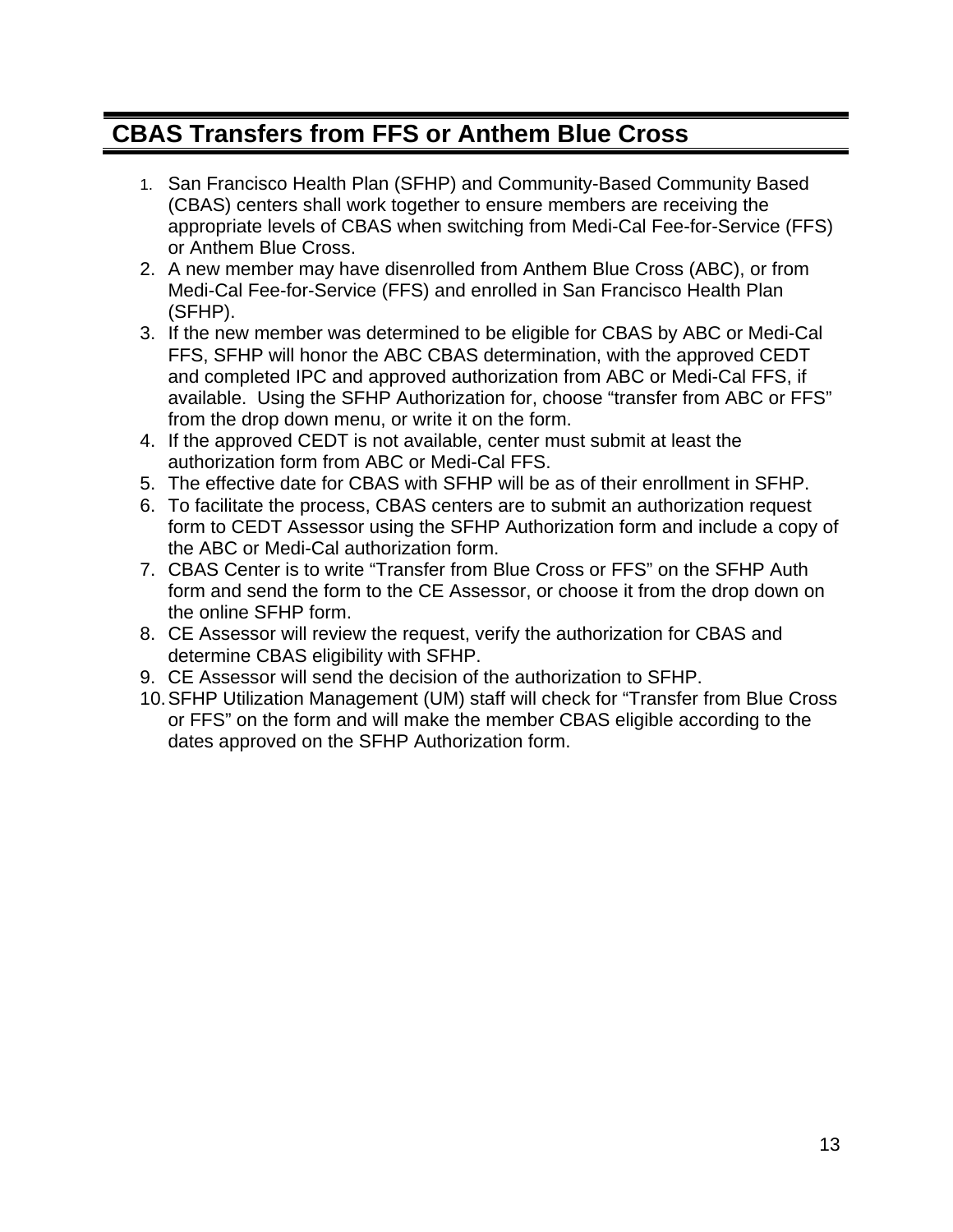## CBAS Transfers from FFS or Anthem Blue Cross

1. San Francisco Health Plan (SFHP) and Community-Based Community Based (CBAS) centers shall work together to ensure members are receiving the appropriate levels of CBAS when switching from Medi-Cal Fee-for-Service (FFS) or Anthem Blue Cross.
2. A new member may have disenrolled from Anthem Blue Cross (ABC), or from Medi-Cal Fee-for-Service (FFS) and enrolled in San Francisco Health Plan (SFHP).
3. If the new member was determined to be eligible for CBAS by ABC or Medi-Cal FFS, SFHP will honor the ABC CBAS determination, with the approved CEDT and completed IPC and approved authorization from ABC or Medi-Cal FFS, if available. Using the SFHP Authorization for, choose "transfer from ABC or FFS" from the drop down menu, or write it on the form.
4. If the approved CEDT is not available, center must submit at least the authorization form from ABC or Medi-Cal FFS.
5. The effective date for CBAS with SFHP will be as of their enrollment in SFHP.
6. To facilitate the process, CBAS centers are to submit an authorization request form to CEDT Assessor using the SFHP Authorization form and include a copy of the ABC or Medi-Cal authorization form.
7. CBAS Center is to write "Transfer from Blue Cross or FFS" on the SFHP Auth form and send the form to the CE Assessor, or choose it from the drop down on the online SFHP form.
8. CE Assessor will review the request, verify the authorization for CBAS and determine CBAS eligibility with SFHP.
9. CE Assessor will send the decision of the authorization to SFHP.
10. SFHP Utilization Management (UM) staff will check for "Transfer from Blue Cross or FFS" on the form and will make the member CBAS eligible according to the dates approved on the SFHP Authorization form.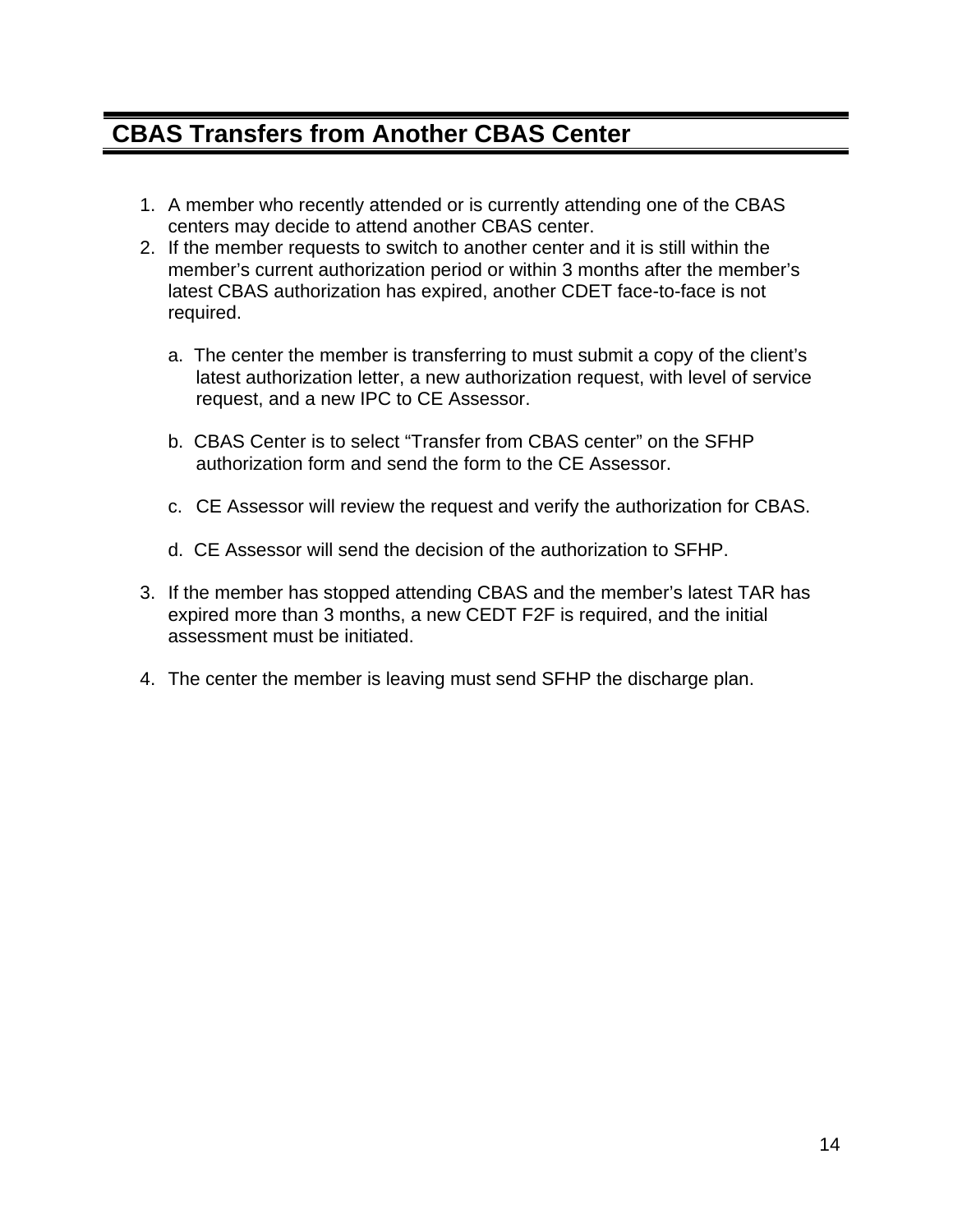## CBAS Transfers from Another CBAS Center

1. A member who recently attended or is currently attending one of the CBAS centers may decide to attend another CBAS center.
2. If the member requests to switch to another center and it is still within the member's current authorization period or within 3 months after the member's latest CBAS authorization has expired, another CDET face-to-face is not required.

   a. The center the member is transferring to must submit a copy of the client's latest authorization letter, a new authorization request, with level of service request, and a new IPC to CE Assessor.

   b. CBAS Center is to select "Transfer from CBAS center" on the SFHP authorization form and send the form to the CE Assessor.

   c. CE Assessor will review the request and verify the authorization for CBAS.

   d. CE Assessor will send the decision of the authorization to SFHP.

3. If the member has stopped attending CBAS and the member's latest TAR has expired more than 3 months, a new CEDT F2F is required, and the initial assessment must be initiated.

4. The center the member is leaving must send SFHP the discharge plan.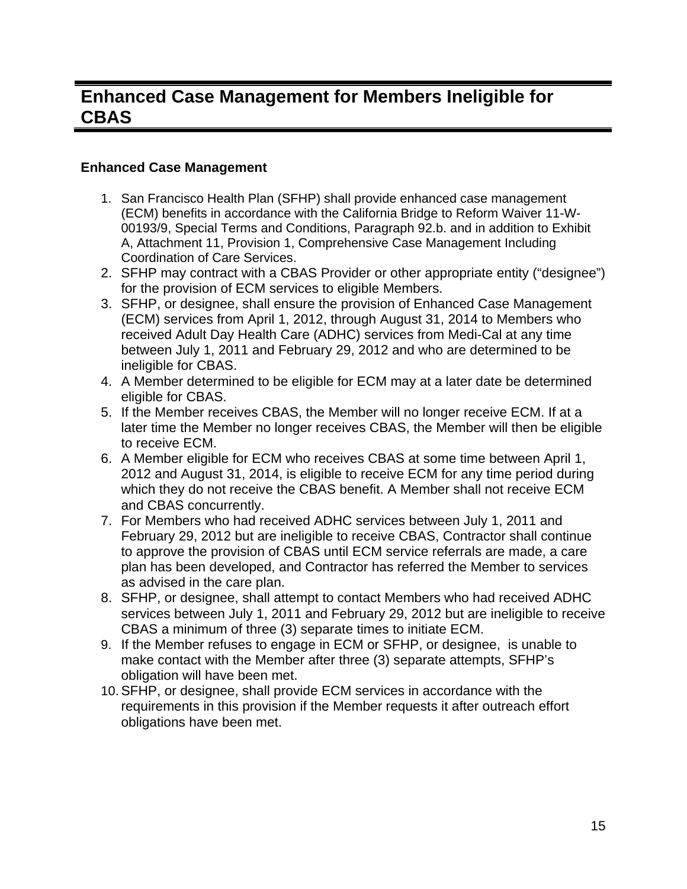# Enhanced Case Management for Members Ineligible for CBAS

### Enhanced Case Management

1. San Francisco Health Plan (SFHP) shall provide enhanced case management (ECM) benefits in accordance with the California Bridge to Reform Waiver 11-W-00193/9, Special Terms and Conditions, Paragraph 92.b. and in addition to Exhibit A, Attachment 11, Provision 1, Comprehensive Case Management Including Coordination of Care Services.
2. SFHP may contract with a CBAS Provider or other appropriate entity ("designee") for the provision of ECM services to eligible Members.
3. SFHP, or designee, shall ensure the provision of Enhanced Case Management (ECM) services from April 1, 2012, through August 31, 2014 to Members who received Adult Day Health Care (ADHC) services from Medi-Cal at any time between July 1, 2011 and February 29, 2012 and who are determined to be ineligible for CBAS.
4. A Member determined to be eligible for ECM may at a later date be determined eligible for CBAS.
5. If the Member receives CBAS, the Member will no longer receive ECM. If at a later time the Member no longer receives CBAS, the Member will then be eligible to receive ECM.
6. A Member eligible for ECM who receives CBAS at some time between April 1, 2012 and August 31, 2014, is eligible to receive ECM for any time period during which they do not receive the CBAS benefit. A Member shall not receive ECM and CBAS concurrently.
7. For Members who had received ADHC services between July 1, 2011 and February 29, 2012 but are ineligible to receive CBAS, Contractor shall continue to approve the provision of CBAS until ECM service referrals are made, a care plan has been developed, and Contractor has referred the Member to services as advised in the care plan.
8. SFHP, or designee, shall attempt to contact Members who had received ADHC services between July 1, 2011 and February 29, 2012 but are ineligible to receive CBAS a minimum of three (3) separate times to initiate ECM.
9. If the Member refuses to engage in ECM or SFHP, or designee, is unable to make contact with the Member after three (3) separate attempts, SFHP's obligation will have been met.
10. SFHP, or designee, shall provide ECM services in accordance with the requirements in this provision if the Member requests it after outreach effort obligations have been met.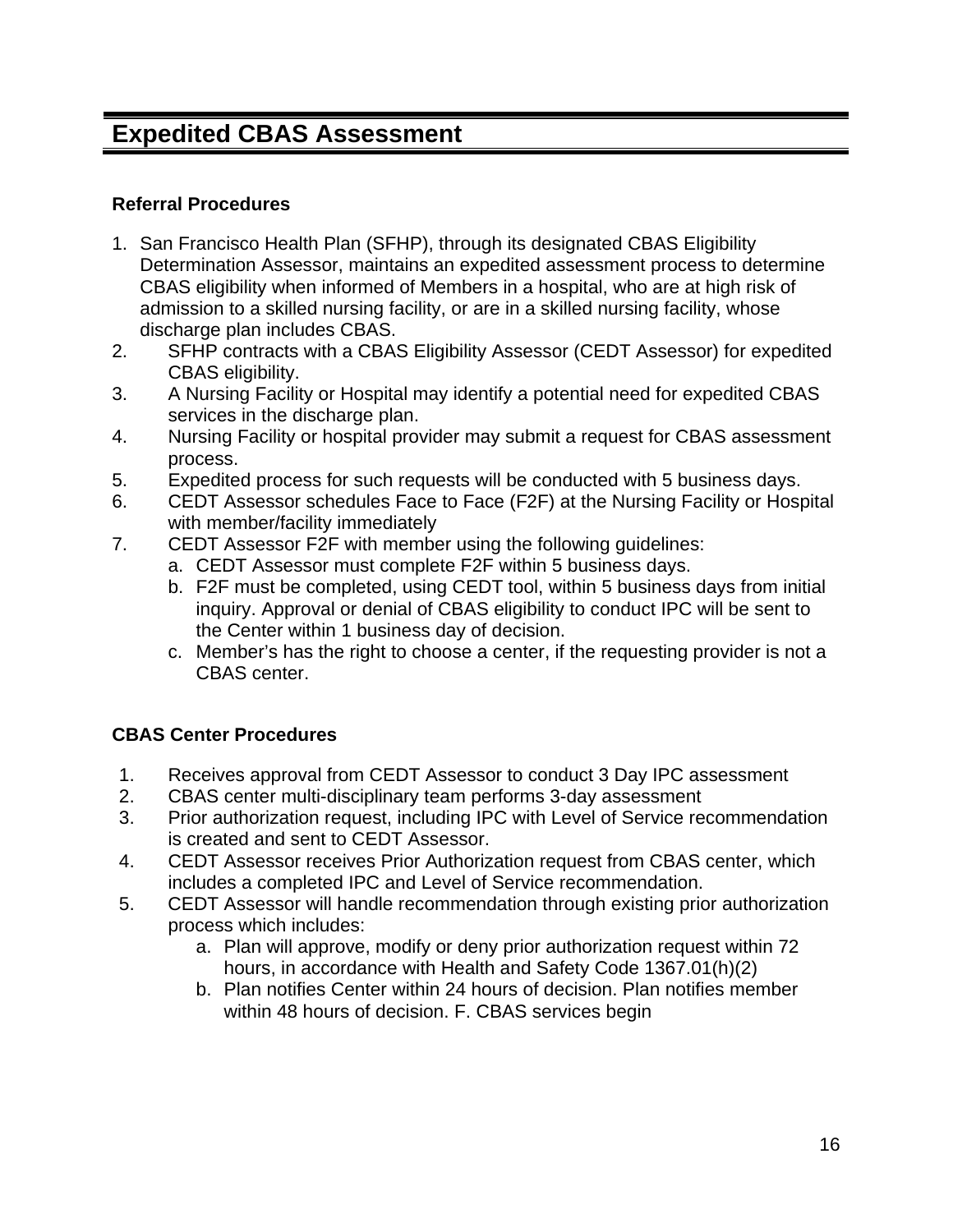# Expedited CBAS Assessment

**Referral Procedures**

1. San Francisco Health Plan (SFHP), through its designated CBAS Eligibility Determination Assessor, maintains an expedited assessment process to determine CBAS eligibility when informed of Members in a hospital, who are at high risk of admission to a skilled nursing facility, or are in a skilled nursing facility, whose discharge plan includes CBAS.
2. SFHP contracts with a CBAS Eligibility Assessor (CEDT Assessor) for expedited CBAS eligibility.
3. A Nursing Facility or Hospital may identify a potential need for expedited CBAS services in the discharge plan.
4. Nursing Facility or hospital provider may submit a request for CBAS assessment process.
5. Expedited process for such requests will be conducted with 5 business days.
6. CEDT Assessor schedules Face to Face (F2F) at the Nursing Facility or Hospital with member/facility immediately
7. CEDT Assessor F2F with member using the following guidelines:
   a. CEDT Assessor must complete F2F within 5 business days.
   b. F2F must be completed, using CEDT tool, within 5 business days from initial inquiry. Approval or denial of CBAS eligibility to conduct IPC will be sent to the Center within 1 business day of decision.
   c. Member's has the right to choose a center, if the requesting provider is not a CBAS center.

**CBAS Center Procedures**

1. Receives approval from CEDT Assessor to conduct 3 Day IPC assessment
2. CBAS center multi-disciplinary team performs 3-day assessment
3. Prior authorization request, including IPC with Level of Service recommendation is created and sent to CEDT Assessor.
4. CEDT Assessor receives Prior Authorization request from CBAS center, which includes a completed IPC and Level of Service recommendation.
5. CEDT Assessor will handle recommendation through existing prior authorization process which includes:
   a. Plan will approve, modify or deny prior authorization request within 72 hours, in accordance with Health and Safety Code 1367.01(h)(2)
   b. Plan notifies Center within 24 hours of decision. Plan notifies member within 48 hours of decision. F. CBAS services begin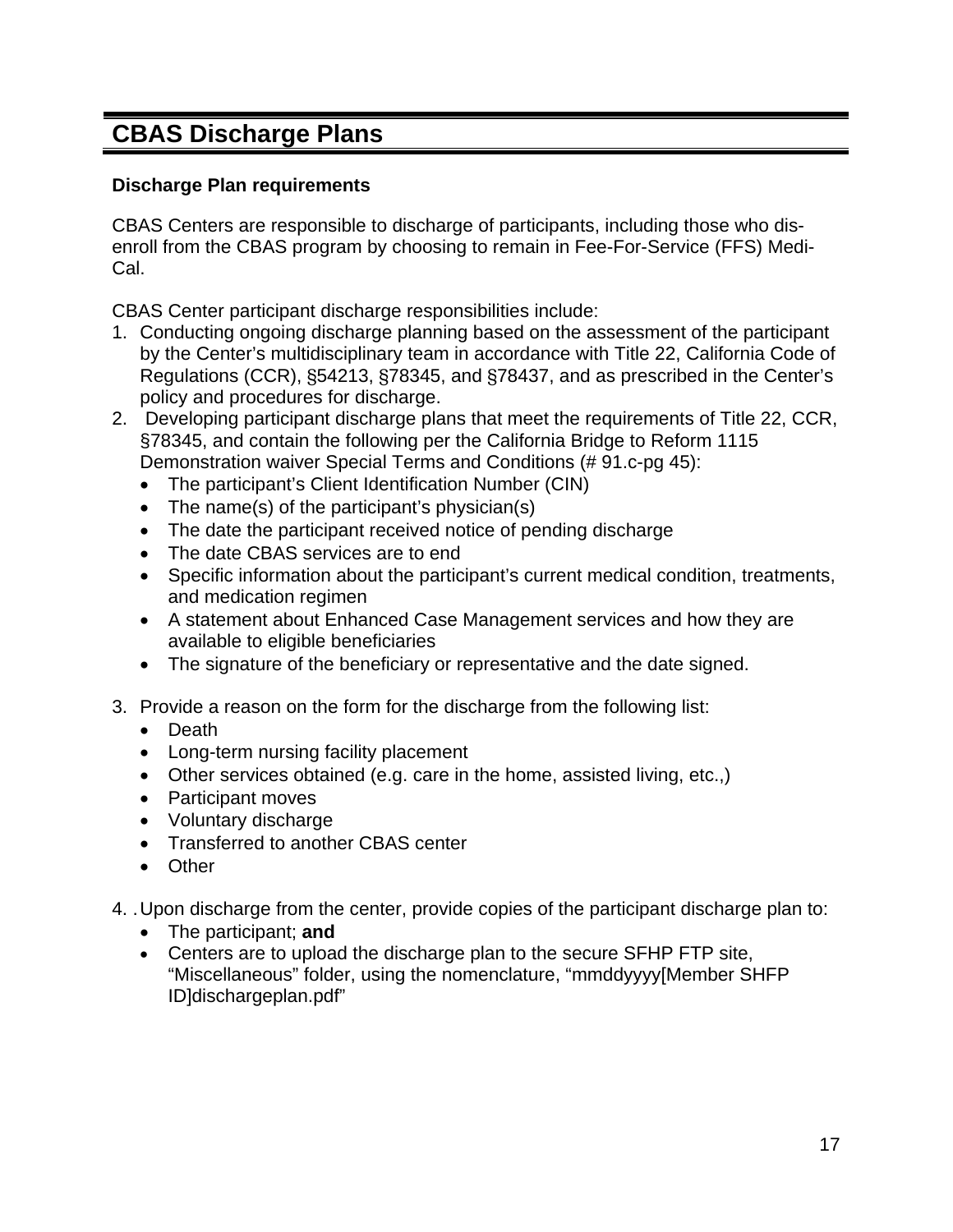## CBAS Discharge Plans

### Discharge Plan requirements

CBAS Centers are responsible to discharge of participants, including those who dis-enroll from the CBAS program by choosing to remain in Fee-For-Service (FFS) Medi-Cal.

CBAS Center participant discharge responsibilities include:

1. Conducting ongoing discharge planning based on the assessment of the participant by the Center's multidisciplinary team in accordance with Title 22, California Code of Regulations (CCR), §54213, §78345, and §78437, and as prescribed in the Center's policy and procedures for discharge.
2. Developing participant discharge plans that meet the requirements of Title 22, CCR, §78345, and contain the following per the California Bridge to Reform 1115 Demonstration waiver Special Terms and Conditions (# 91.c-pg 45):
   - The participant's Client Identification Number (CIN)
   - The name(s) of the participant's physician(s)
   - The date the participant received notice of pending discharge
   - The date CBAS services are to end
   - Specific information about the participant's current medical condition, treatments, and medication regimen
   - A statement about Enhanced Case Management services and how they are available to eligible beneficiaries
   - The signature of the beneficiary or representative and the date signed.
3. Provide a reason on the form for the discharge from the following list:
   - Death
   - Long-term nursing facility placement
   - Other services obtained (e.g. care in the home, assisted living, etc.,)
   - Participant moves
   - Voluntary discharge
   - Transferred to another CBAS center
   - Other
4. Upon discharge from the center, provide copies of the participant discharge plan to:
   - The participant; **and**
   - Centers are to upload the discharge plan to the secure SFHP FTP site, "Miscellaneous" folder, using the nomenclature, "mmddyyyy[Member SHFP ID]dischargeplan.pdf"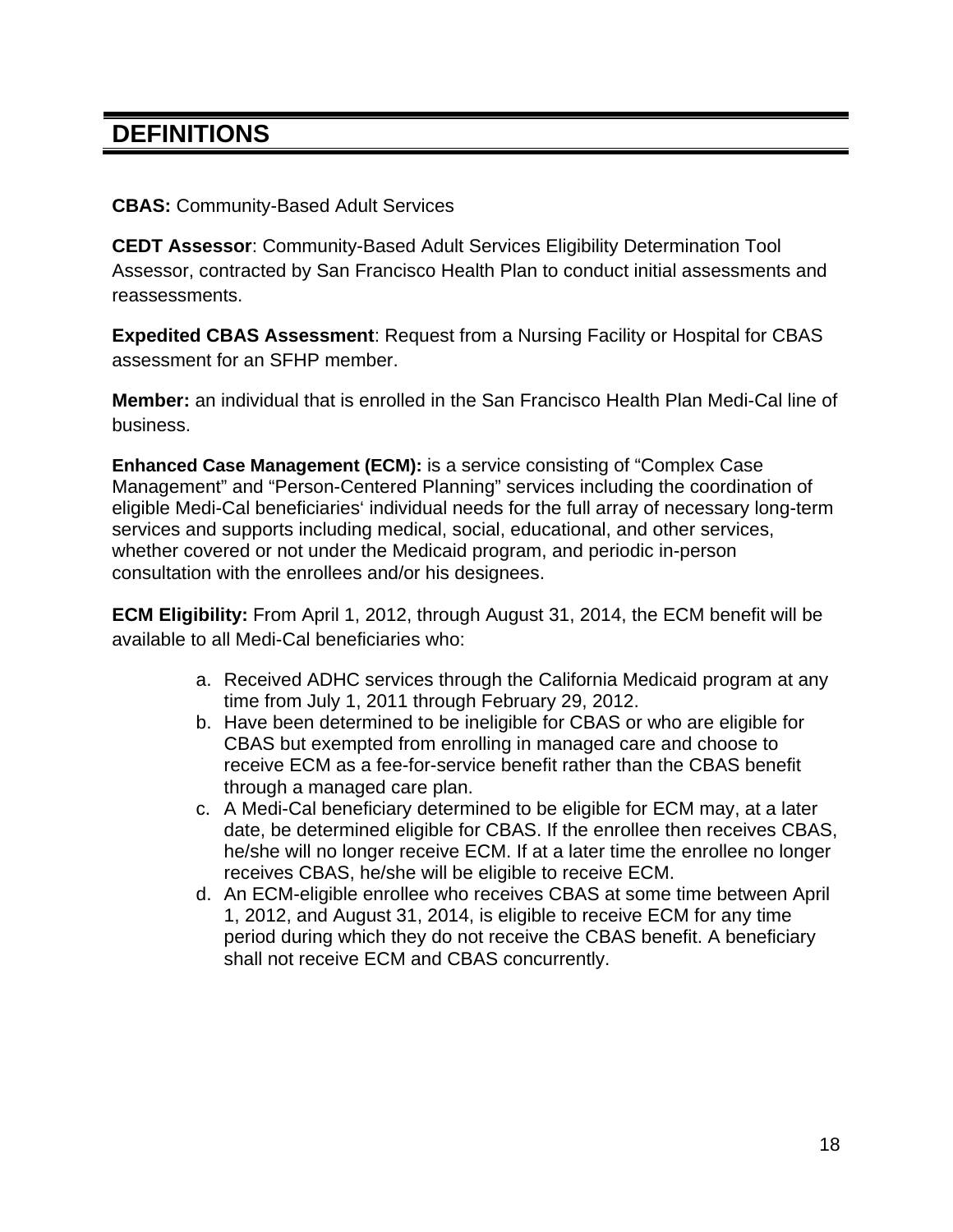# DEFINITIONS

**CBAS:** Community-Based Adult Services

**CEDT Assessor**: Community-Based Adult Services Eligibility Determination Tool Assessor, contracted by San Francisco Health Plan to conduct initial assessments and reassessments.

**Expedited CBAS Assessment**: Request from a Nursing Facility or Hospital for CBAS assessment for an SFHP member.

**Member:** an individual that is enrolled in the San Francisco Health Plan Medi-Cal line of business.

**Enhanced Case Management (ECM):** is a service consisting of "Complex Case Management" and "Person-Centered Planning" services including the coordination of eligible Medi-Cal beneficiaries' individual needs for the full array of necessary long-term services and supports including medical, social, educational, and other services, whether covered or not under the Medicaid program, and periodic in-person consultation with the enrollees and/or his designees.

**ECM Eligibility:** From April 1, 2012, through August 31, 2014, the ECM benefit will be available to all Medi-Cal beneficiaries who:

a. Received ADHC services through the California Medicaid program at any time from July 1, 2011 through February 29, 2012.
b. Have been determined to be ineligible for CBAS or who are eligible for CBAS but exempted from enrolling in managed care and choose to receive ECM as a fee-for-service benefit rather than the CBAS benefit through a managed care plan.
c. A Medi-Cal beneficiary determined to be eligible for ECM may, at a later date, be determined eligible for CBAS. If the enrollee then receives CBAS, he/she will no longer receive ECM. If at a later time the enrollee no longer receives CBAS, he/she will be eligible to receive ECM.
d. An ECM-eligible enrollee who receives CBAS at some time between April 1, 2012, and August 31, 2014, is eligible to receive ECM for any time period during which they do not receive the CBAS benefit. A beneficiary shall not receive ECM and CBAS concurrently.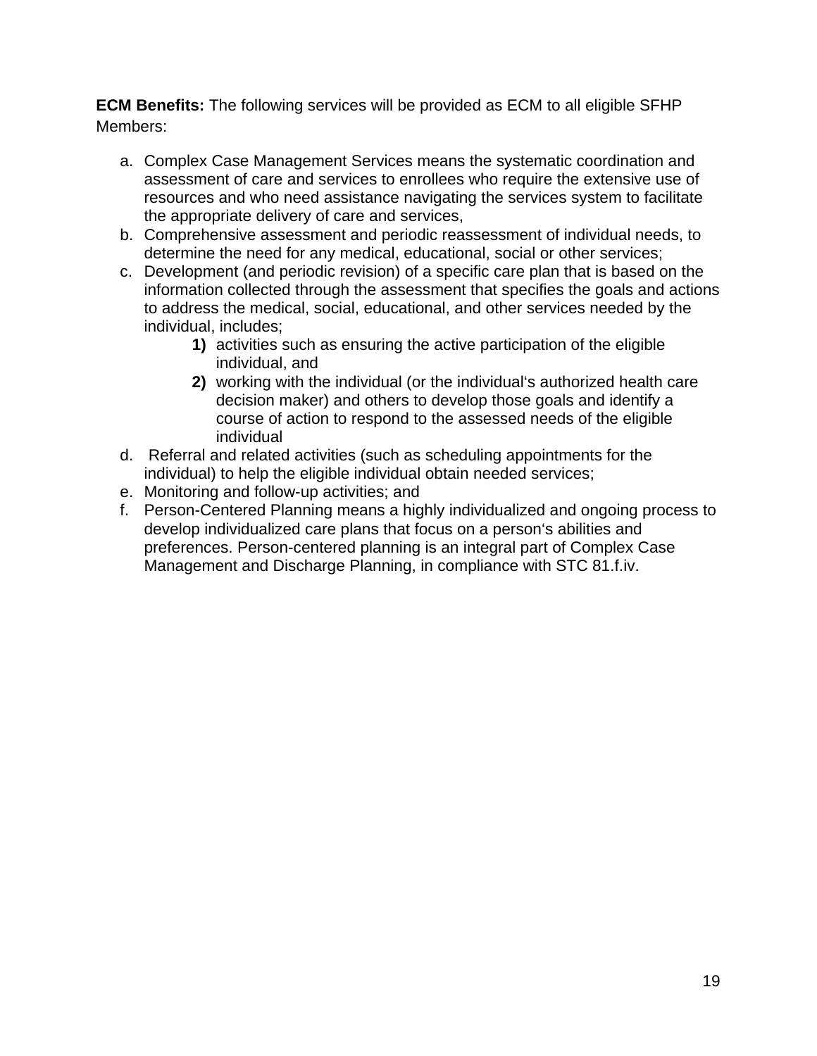**ECM Benefits:** The following services will be provided as ECM to all eligible SFHP Members:

a. Complex Case Management Services means the systematic coordination and assessment of care and services to enrollees who require the extensive use of resources and who need assistance navigating the services system to facilitate the appropriate delivery of care and services,
b. Comprehensive assessment and periodic reassessment of individual needs, to determine the need for any medical, educational, social or other services;
c. Development (and periodic revision) of a specific care plan that is based on the information collected through the assessment that specifies the goals and actions to address the medical, social, educational, and other services needed by the individual, includes;
    1) activities such as ensuring the active participation of the eligible individual, and
    2) working with the individual (or the individual's authorized health care decision maker) and others to develop those goals and identify a course of action to respond to the assessed needs of the eligible individual
d. Referral and related activities (such as scheduling appointments for the individual) to help the eligible individual obtain needed services;
e. Monitoring and follow-up activities; and
f. Person-Centered Planning means a highly individualized and ongoing process to develop individualized care plans that focus on a person's abilities and preferences. Person-centered planning is an integral part of Complex Case Management and Discharge Planning, in compliance with STC 81.f.iv.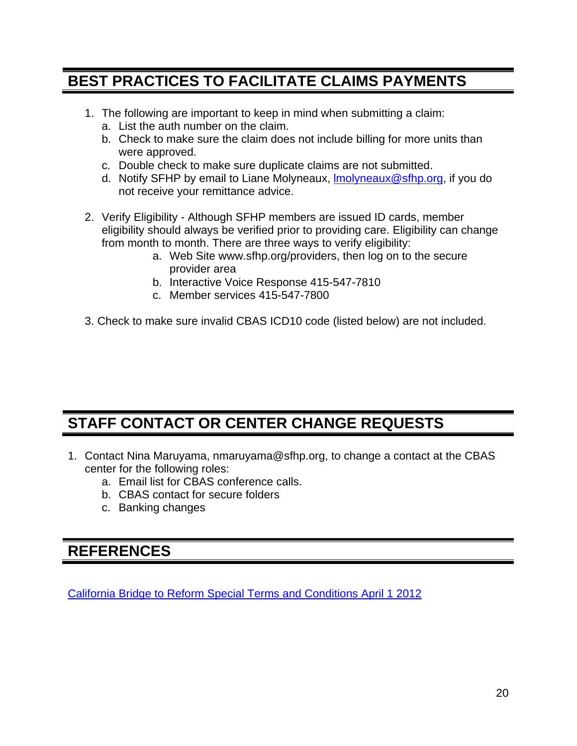## BEST PRACTICES TO FACILITATE CLAIMS PAYMENTS

1. The following are important to keep in mind when submitting a claim:
   a. List the auth number on the claim.
   b. Check to make sure the claim does not include billing for more units than were approved.
   c. Double check to make sure duplicate claims are not submitted.
   d. Notify SFHP by email to Liane Molyneaux, [lmolyneaux@sfhp.org](mailto:lmolyneaux@sfhp.org), if you do not receive your remittance advice.

2. Verify Eligibility - Although SFHP members are issued ID cards, member eligibility should always be verified prior to providing care. Eligibility can change from month to month. There are three ways to verify eligibility:
   a. Web Site www.sfhp.org/providers, then log on to the secure provider area
   b. Interactive Voice Response 415-547-7810
   c. Member services 415-547-7800

3. Check to make sure invalid CBAS ICD10 code (listed below) are not included.

## STAFF CONTACT OR CENTER CHANGE REQUESTS

1. Contact Nina Maruyama, nmaruyama@sfhp.org, to change a contact at the CBAS center for the following roles:
   a. Email list for CBAS conference calls.
   b. CBAS contact for secure folders
   c. Banking changes

## REFERENCES

California Bridge to Reform Special Terms and Conditions April 1 2012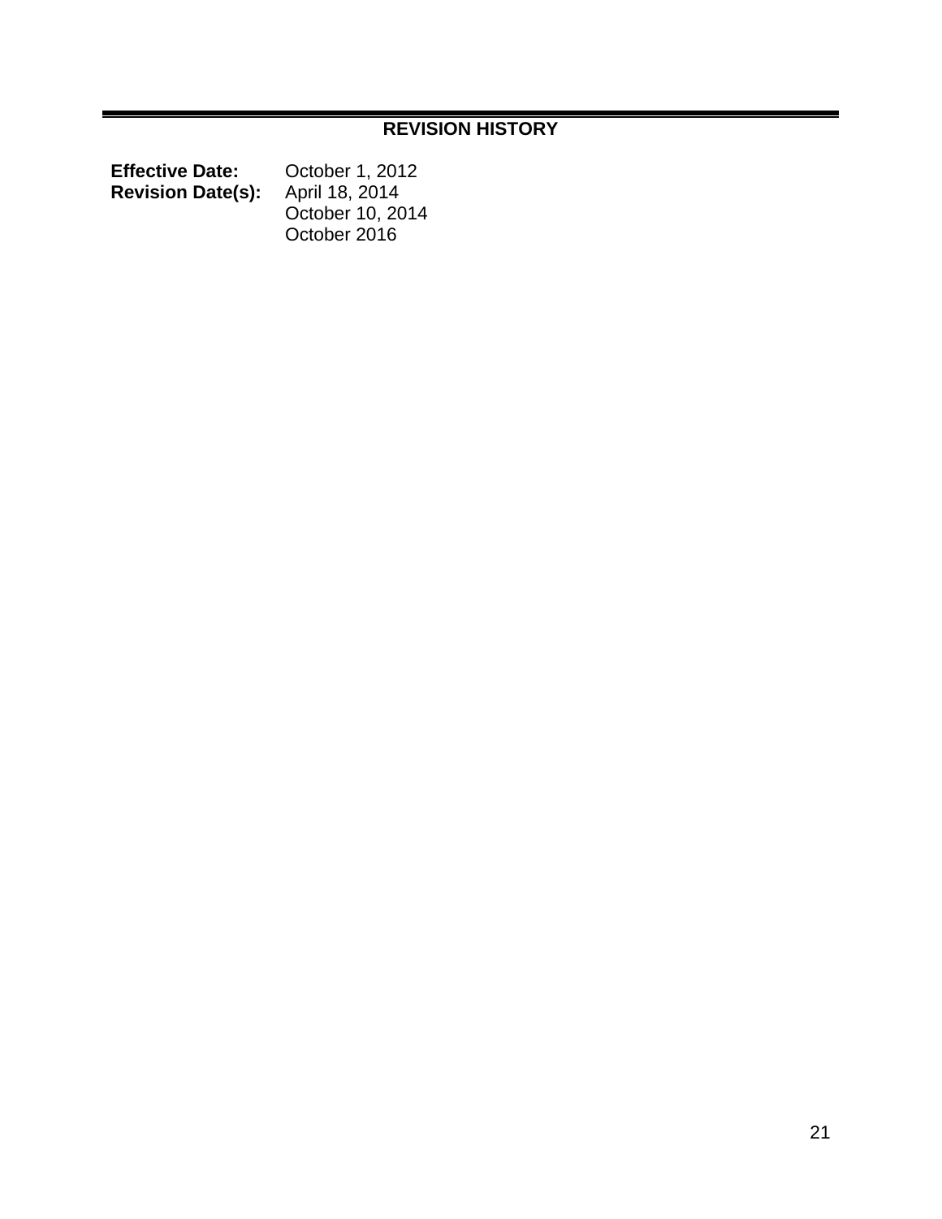## REVISION HISTORY

**Effective Date:** October 1, 2012
**Revision Date(s):** April 18, 2014
October 10, 2014
October 2016